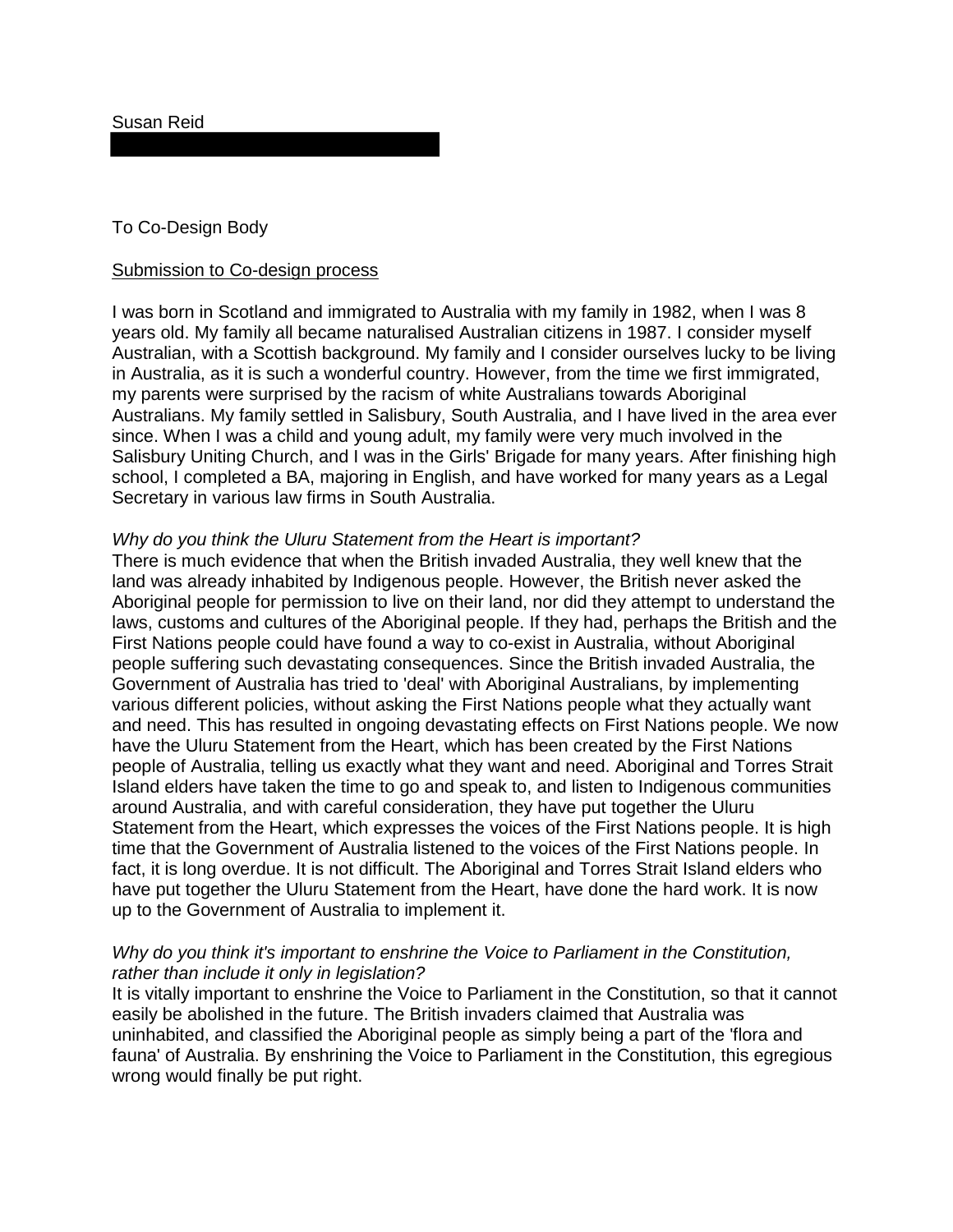Susan Reid

To Co-Design Body

<u>Submission to Co-design process</u>

I was born in Scotland and immigrated to Australia with my family in 1982, when I was 8 years old. My family all became naturalised Australian citizens in 1987. I consider myself Australian, with a Scottish background. My family and I consider ourselves lucky to be living in Australia, as it is such a wonderful country. However, from the time we first immigrated, my parents were surprised by the racism of white Australians towards Aboriginal Australians. My family settled in Salisbury, South Australia, and I have lived in the area ever since. When I was a child and young adult, my family were very much involved in the Salisbury Uniting Church, and I was in the Girls' Brigade for many years. After finishing high school, I completed a BA, majoring in English, and have worked for many years as a Legal Secretary in various law firms in South Australia.

*Why do you think the Uluru Statement from the Heart is important?*

There is much evidence that when the British invaded Australia, they well knew that the land was already inhabited by Indigenous people. However, the British never asked the Aboriginal people for permission to live on their land, nor did they attempt to understand the laws, customs and cultures of the Aboriginal people. If they had, perhaps the British and the First Nations people could have found a way to co-exist in Australia, without Aboriginal people suffering such devastating consequences. Since the British invaded Australia, the Government of Australia has tried to 'deal' with Aboriginal Australians, by implementing various different policies, without asking the First Nations people what they actually want and need. This has resulted in ongoing devastating effects on First Nations people. We now have the Uluru Statement from the Heart, which has been created by the First Nations people of Australia, telling us exactly what they want and need. Aboriginal and Torres Strait Island elders have taken the time to go and speak to, and listen to Indigenous communities around Australia, and with careful consideration, they have put together the Uluru Statement from the Heart, which expresses the voices of the First Nations people. It is high time that the Government of Australia listened to the voices of the First Nations people. In fact, it is long overdue. It is not difficult. The Aboriginal and Torres Strait Island elders who have put together the Uluru Statement from the Heart, have done the hard work. It is now up to the Government of Australia to implement it.

*Why do you think it's important to enshrine the Voice to Parliament in the Constitution, rather than include it only in legislation?*

It is vitally important to enshrine the Voice to Parliament in the Constitution, so that it cannot easily be abolished in the future. The British invaders claimed that Australia was uninhabited, and classified the Aboriginal people as simply being a part of the 'flora and fauna' of Australia. By enshrining the Voice to Parliament in the Constitution, this egregious wrong would finally be put right.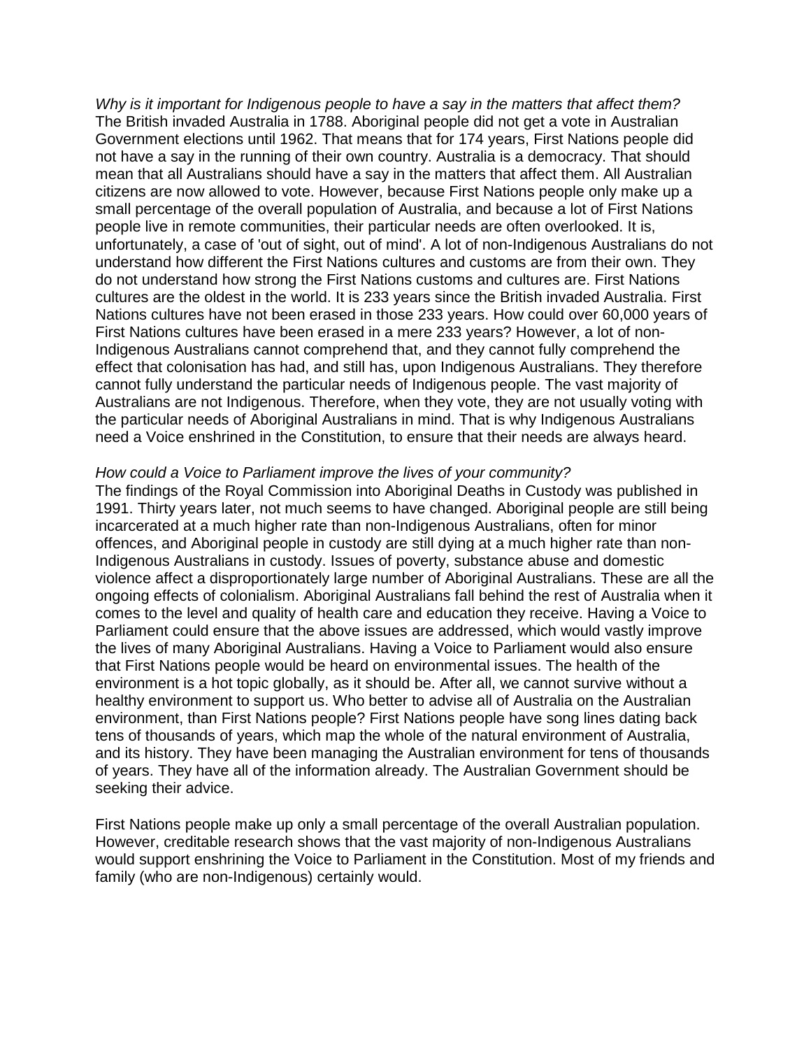*Why is it important for Indigenous people to have a say in the matters that affect them?*
The British invaded Australia in 1788. Aboriginal people did not get a vote in Australian Government elections until 1962. That means that for 174 years, First Nations people did not have a say in the running of their own country. Australia is a democracy. That should mean that all Australians should have a say in the matters that affect them. All Australian citizens are now allowed to vote. However, because First Nations people only make up a small percentage of the overall population of Australia, and because a lot of First Nations people live in remote communities, their particular needs are often overlooked. It is, unfortunately, a case of 'out of sight, out of mind'. A lot of non-Indigenous Australians do not understand how different the First Nations cultures and customs are from their own. They do not understand how strong the First Nations customs and cultures are. First Nations cultures are the oldest in the world. It is 233 years since the British invaded Australia. First Nations cultures have not been erased in those 233 years. How could over 60,000 years of First Nations cultures have been erased in a mere 233 years? However, a lot of non-Indigenous Australians cannot comprehend that, and they cannot fully comprehend the effect that colonisation has had, and still has, upon Indigenous Australians. They therefore cannot fully understand the particular needs of Indigenous people. The vast majority of Australians are not Indigenous. Therefore, when they vote, they are not usually voting with the particular needs of Aboriginal Australians in mind. That is why Indigenous Australians need a Voice enshrined in the Constitution, to ensure that their needs are always heard.

*How could a Voice to Parliament improve the lives of your community?*
The findings of the Royal Commission into Aboriginal Deaths in Custody was published in 1991. Thirty years later, not much seems to have changed. Aboriginal people are still being incarcerated at a much higher rate than non-Indigenous Australians, often for minor offences, and Aboriginal people in custody are still dying at a much higher rate than non-Indigenous Australians in custody. Issues of poverty, substance abuse and domestic violence affect a disproportionately large number of Aboriginal Australians. These are all the ongoing effects of colonialism. Aboriginal Australians fall behind the rest of Australia when it comes to the level and quality of health care and education they receive. Having a Voice to Parliament could ensure that the above issues are addressed, which would vastly improve the lives of many Aboriginal Australians. Having a Voice to Parliament would also ensure that First Nations people would be heard on environmental issues. The health of the environment is a hot topic globally, as it should be. After all, we cannot survive without a healthy environment to support us. Who better to advise all of Australia on the Australian environment, than First Nations people? First Nations people have song lines dating back tens of thousands of years, which map the whole of the natural environment of Australia, and its history. They have been managing the Australian environment for tens of thousands of years. They have all of the information already. The Australian Government should be seeking their advice.

First Nations people make up only a small percentage of the overall Australian population. However, creditable research shows that the vast majority of non-Indigenous Australians would support enshrining the Voice to Parliament in the Constitution. Most of my friends and family (who are non-Indigenous) certainly would.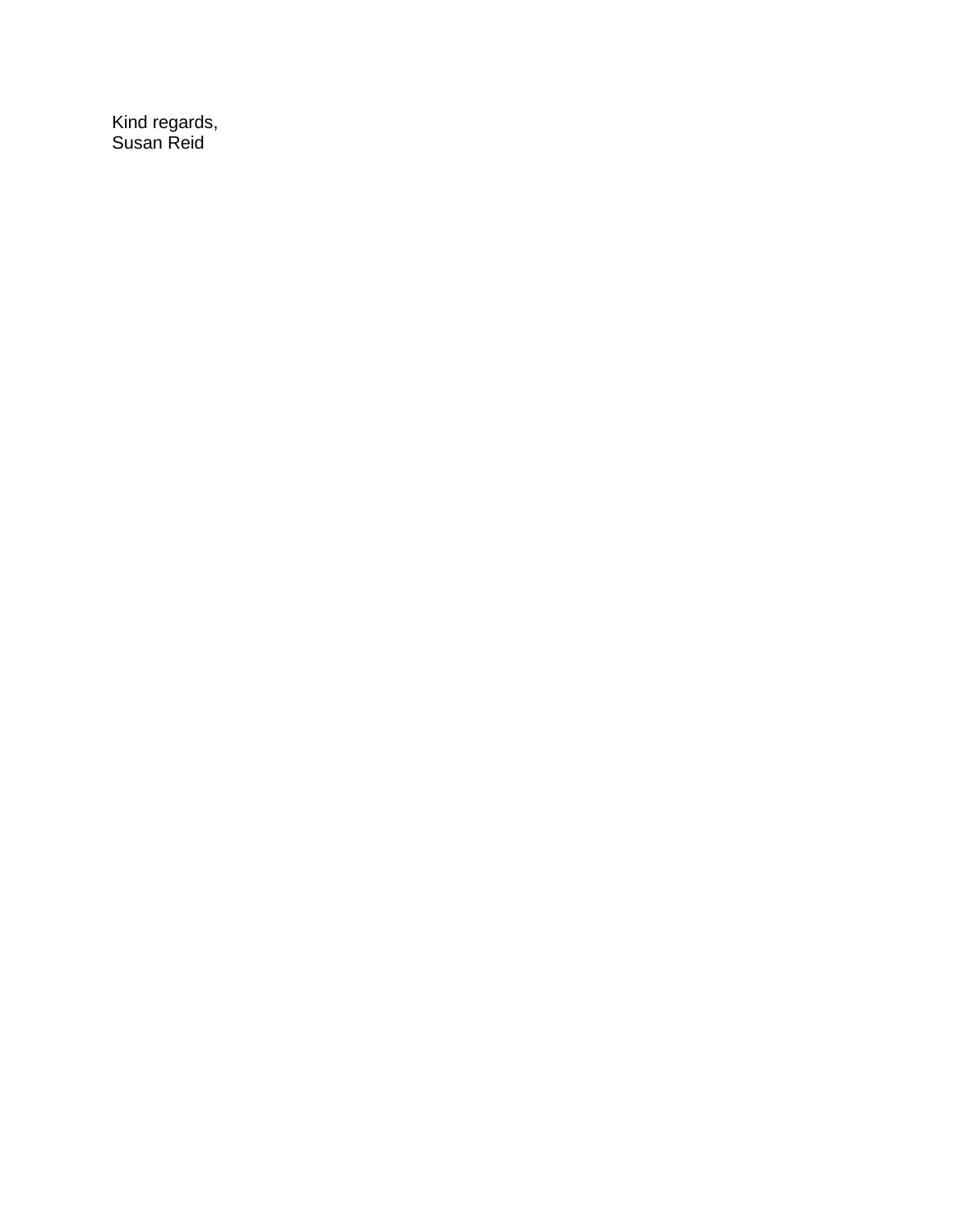Kind regards,
Susan Reid